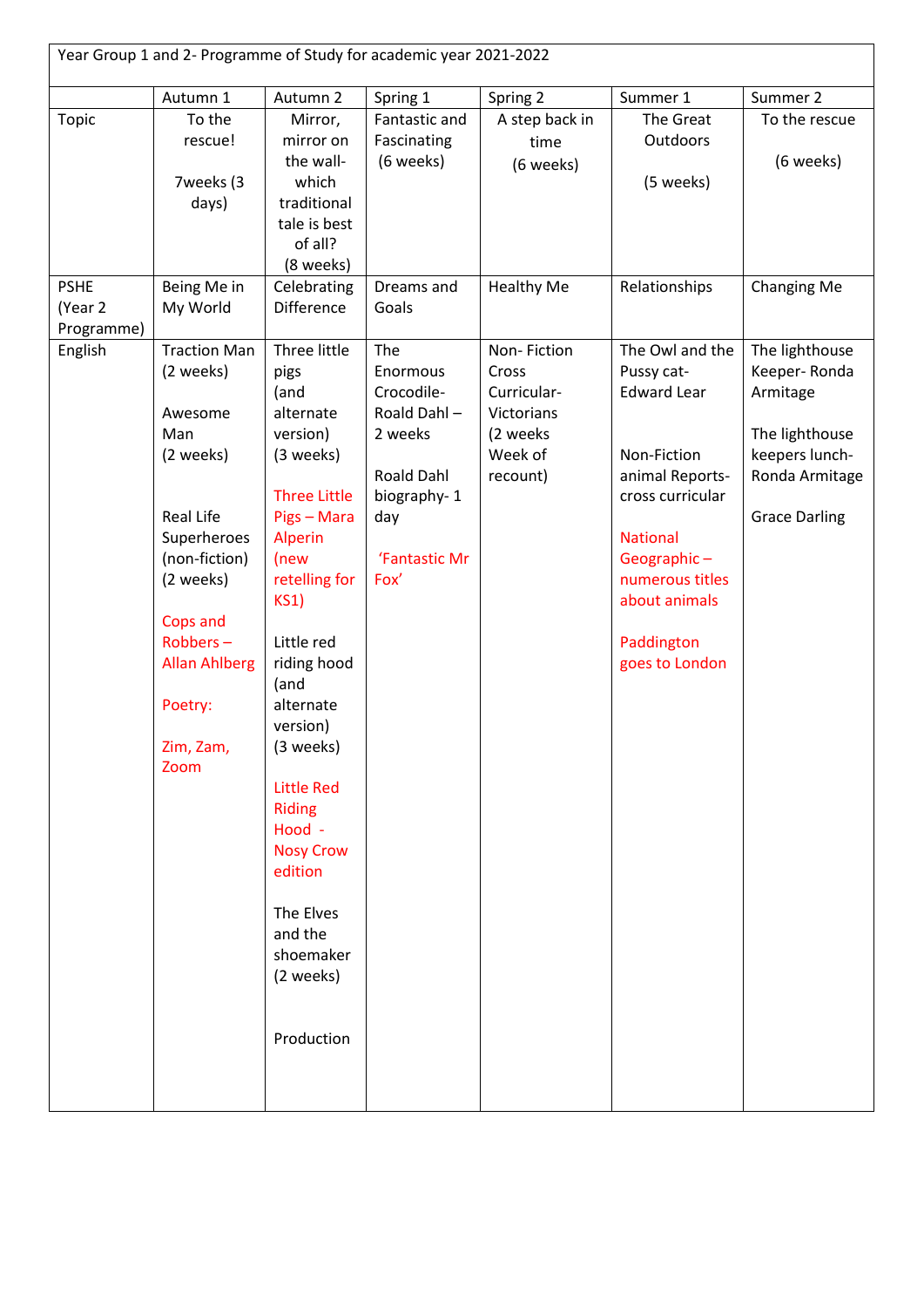| Year Group 1 and 2- Programme of Study for academic year 2021-2022 | | | | | | |
|---|---|---|---|---|---|---|
| | Autumn 1 | Autumn 2 | Spring 1 | Spring 2 | Summer 1 | Summer 2 |
| Topic | To the rescue!<br><br>7weeks (3 days) | Mirror, mirror on the wall- which traditional tale is best of all?<br>(8 weeks) | Fantastic and Fascinating<br>(6 weeks) | A step back in time<br>(6 weeks) | The Great Outdoors<br><br>(5 weeks) | To the rescue<br><br>(6 weeks) |
| PSHE (Year 2 Programme) | Being Me in My World | Celebrating Difference | Dreams and Goals | Healthy Me | Relationships | Changing Me |
| English | Traction Man (2 weeks)<br><br>Awesome Man (2 weeks)<br><br>Real Life Superheroes (non-fiction) (2 weeks)<br><br>Cops and Robbers – Allan Ahlberg<br><br>Poetry:<br><br>Zim, Zam, Zoom | Three little pigs (and alternate version) (3 weeks)<br><br>Three Little Pigs – Mara Alperin (new retelling for KS1)<br><br>Little red riding hood (and alternate version) (3 weeks)<br><br>Little Red Riding Hood - Nosy Crow edition<br><br>The Elves and the shoemaker (2 weeks)<br><br>Production | The Enormous Crocodile- Roald Dahl – 2 weeks<br><br>Roald Dahl biography- 1 day<br><br>'Fantastic Mr Fox' | Non- Fiction Cross Curricular- Victorians (2 weeks Week of recount) | The Owl and the Pussy cat- Edward Lear<br><br>Non-Fiction animal Reports- cross curricular<br><br>National Geographic – numerous titles about animals<br><br>Paddington goes to London | The lighthouse Keeper- Ronda Armitage<br><br>The lighthouse keepers lunch- Ronda Armitage<br><br>Grace Darling |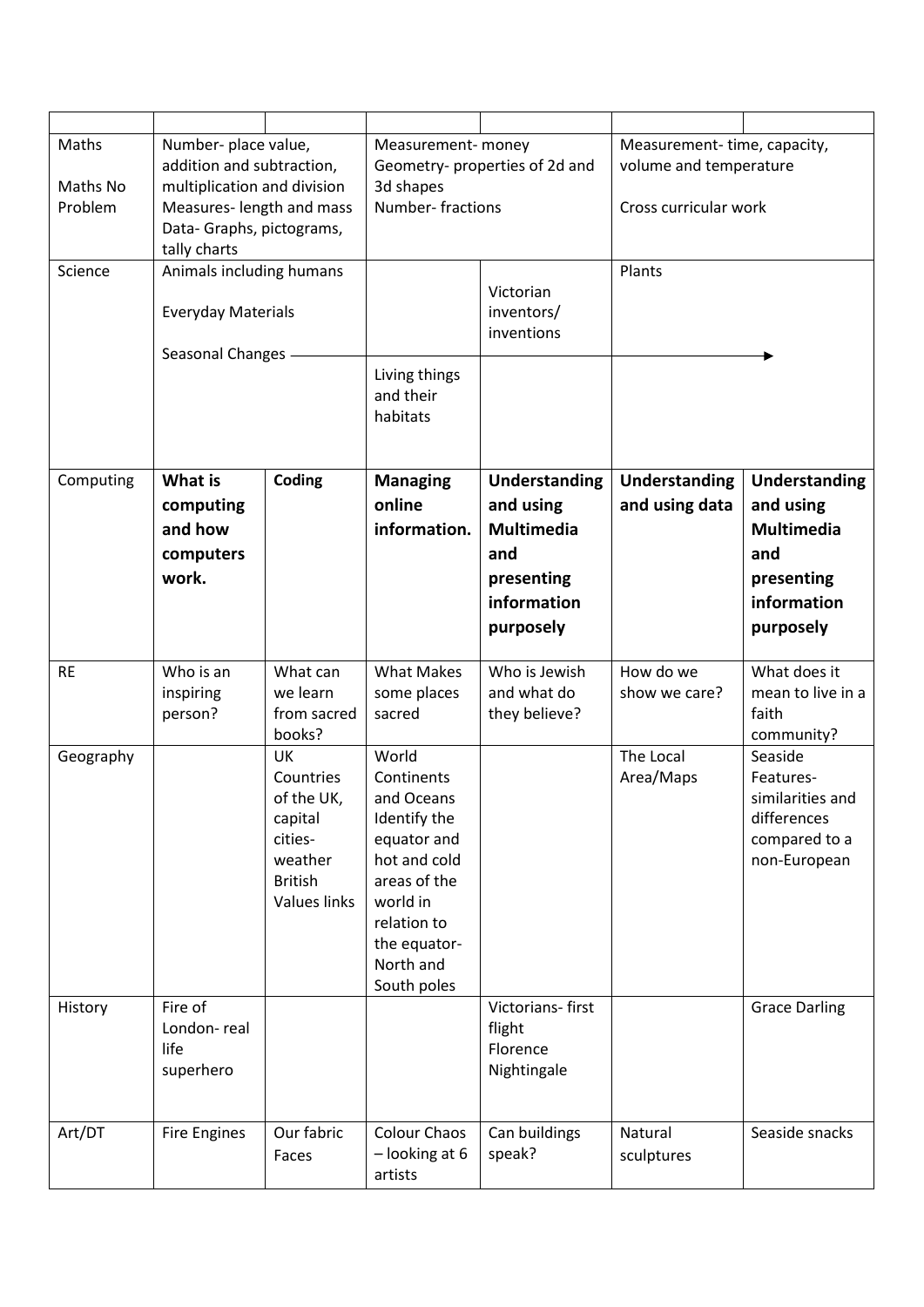| | | | | | | |
|---|---|---|---|---|---|---|
| Maths<br><br>Maths No Problem | Number- place value, addition and subtraction, multiplication and division<br>Measures- length and mass<br>Data- Graphs, pictograms, tally charts | | Measurement- money<br>Geometry- properties of 2d and 3d shapes<br>Number- fractions | | Measurement- time, capacity, volume and temperature<br><br>Cross curricular work | |
| Science | Animals including humans<br><br>Everyday Materials<br><br>Seasonal Changes → | | Living things and their habitats | Victorian inventors/ inventions | Plants | |
| Computing | **What is computing and how computers work.** | **Coding** | **Managing online information.** | **Understanding and using Multimedia and presenting information purposely** | **Understanding and using data** | **Understanding and using Multimedia and presenting information purposely** |
| RE | Who is an inspiring person? | What can we learn from sacred books? | What Makes some places sacred | Who is Jewish and what do they believe? | How do we show we care? | What does it mean to live in a faith community? |
| Geography | | UK Countries of the UK, capital cities- weather British Values links | World Continents and Oceans Identify the equator and hot and cold areas of the world in relation to the equator- North and South poles | | The Local Area/Maps | Seaside Features- similarities and differences compared to a non-European |
| History | Fire of London- real life superhero | | | Victorians- first flight<br>Florence Nightingale | | Grace Darling |
| Art/DT | Fire Engines | Our fabric Faces | Colour Chaos – looking at 6 artists | Can buildings speak? | Natural sculptures | Seaside snacks |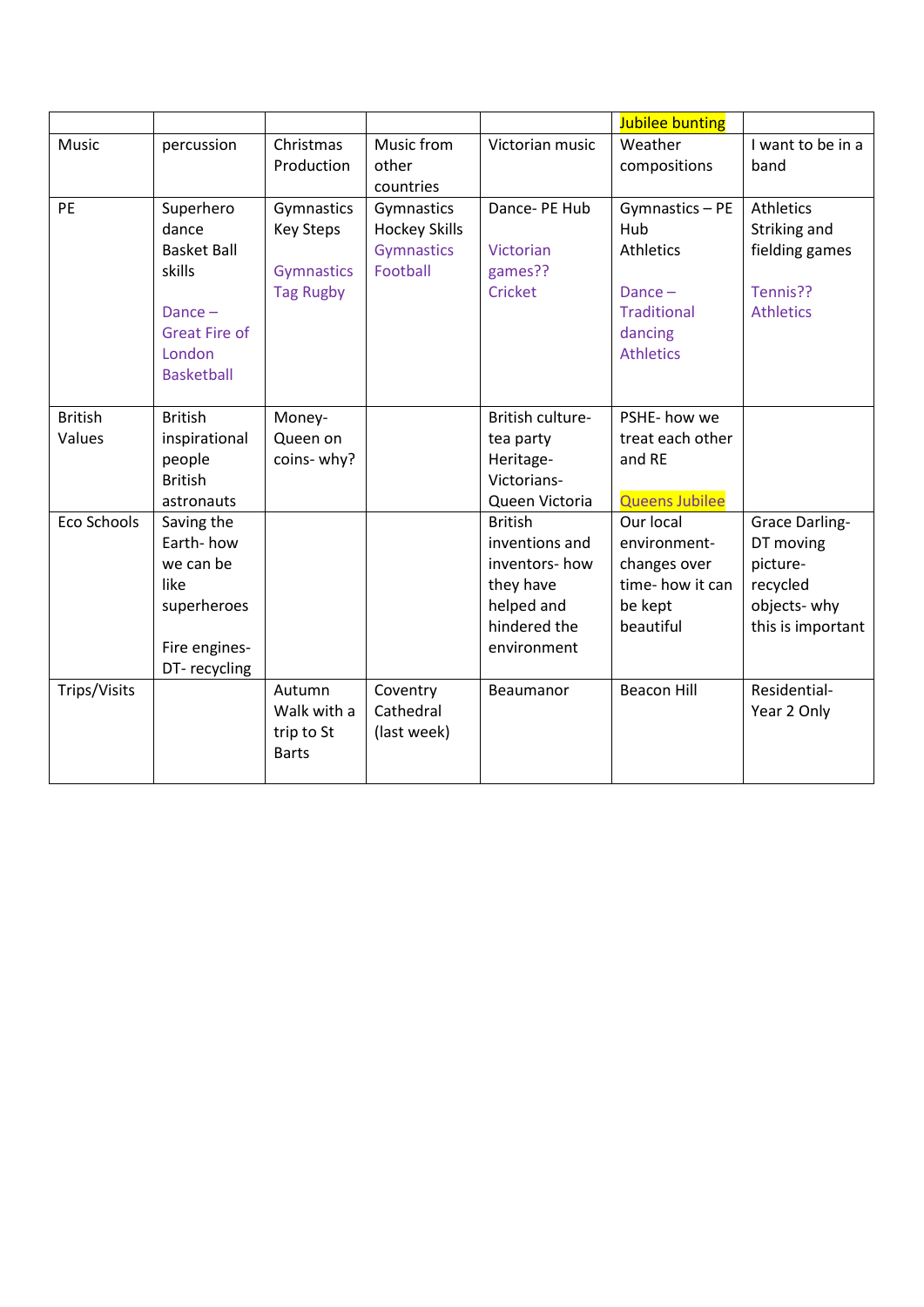| | | | | | | |
|---|---|---|---|---|---|---|
| | | | | | Jubilee bunting | |
| Music | percussion | Christmas Production | Music from other countries | Victorian music | Weather compositions | I want to be in a band |
| PE | Superhero dance<br>Basket Ball skills<br><br>Dance – Great Fire of London<br>Basketball | Gymnastics Key Steps<br><br>Gymnastics<br>Tag Rugby | Gymnastics<br>Hockey Skills<br>Gymnastics<br>Football | Dance- PE Hub<br><br>Victorian games??<br>Cricket | Gymnastics – PE Hub<br>Athletics<br><br>Dance – Traditional dancing<br>Athletics | Athletics<br>Striking and fielding games<br><br>Tennis??<br>Athletics |
| British Values | British inspirational people<br>British astronauts | Money- Queen on coins- why? | | British culture- tea party<br>Heritage- Victorians- Queen Victoria | PSHE- how we treat each other and RE<br><br>Queens Jubilee | |
| Eco Schools | Saving the Earth- how we can be like superheroes<br><br>Fire engines- DT- recycling | | | British inventions and inventors- how they have helped and hindered the environment | Our local environment- changes over time- how it can be kept beautiful | Grace Darling- DT moving picture- recycled objects- why this is important |
| Trips/Visits | | Autumn Walk with a trip to St Barts | Coventry Cathedral (last week) | Beaumanor | Beacon Hill | Residential- Year 2 Only |